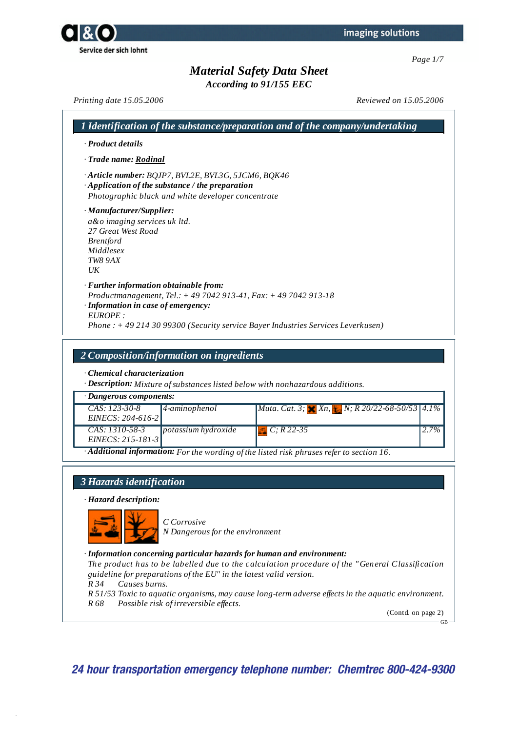# Material Safety Data Sheet

*According to 91/155 EEC*

*Printing date 15.05.2006* *Reviewed on 15.05.2006*

## 1 Identification of the substance/preparation and of the company/undertaking

· **Product details**

· **Trade name: Rodinal**

· **Article number:** BQJP7, BVL2E, BVL3G, 5JCM6, BQK46

· **Application of the substance / the preparation**
Photographic black and white developer concentrate

· **Manufacturer/Supplier:**
a&o imaging services uk ltd.
27 Great West Road
Brentford
Middlesex
TW8 9AX
UK

· **Further information obtainable from:**
Productmanagement, Tel.: + 49 7042 913-41, Fax: + 49 7042 913-18

· **Information in case of emergency:**
EUROPE :
Phone : + 49 214 30 99300 (Security service Bayer Industries Services Leverkusen)

## 2 Composition/information on ingredients

· **Chemical characterization**

· **Description:** Mixture of substances listed below with nonhazardous additions.

· **Dangerous components:**

| CAS / EINECS | Name | Classification | % |
|---|---|---|---|
| CAS: 123-30-8<br>EINECS: 204-616-2 | 4-aminophenol | Muta. Cat. 3; Xn, N; R 20/22-68-50/53 | 4.1% |
| CAS: 1310-58-3<br>EINECS: 215-181-3 | potassium hydroxide | C; R 22-35 | 2.7% |

· **Additional information:** For the wording of the listed risk phrases refer to section 16.

## 3 Hazards identification

· **Hazard description:**

C Corrosive
N Dangerous for the environment

· **Information concerning particular hazards for human and environment:**
The product has to be labelled due to the calculation procedure of the "General Classification guideline for preparations of the EU" in the latest valid version.

R 34 Causes burns.
R 51/53 Toxic to aquatic organisms, may cause long-term adverse effects in the aquatic environment.
R 68 Possible risk of irreversible effects.

(Contd. on page 2)

**24 hour transportation emergency telephone number: Chemtrec 800-424-9300**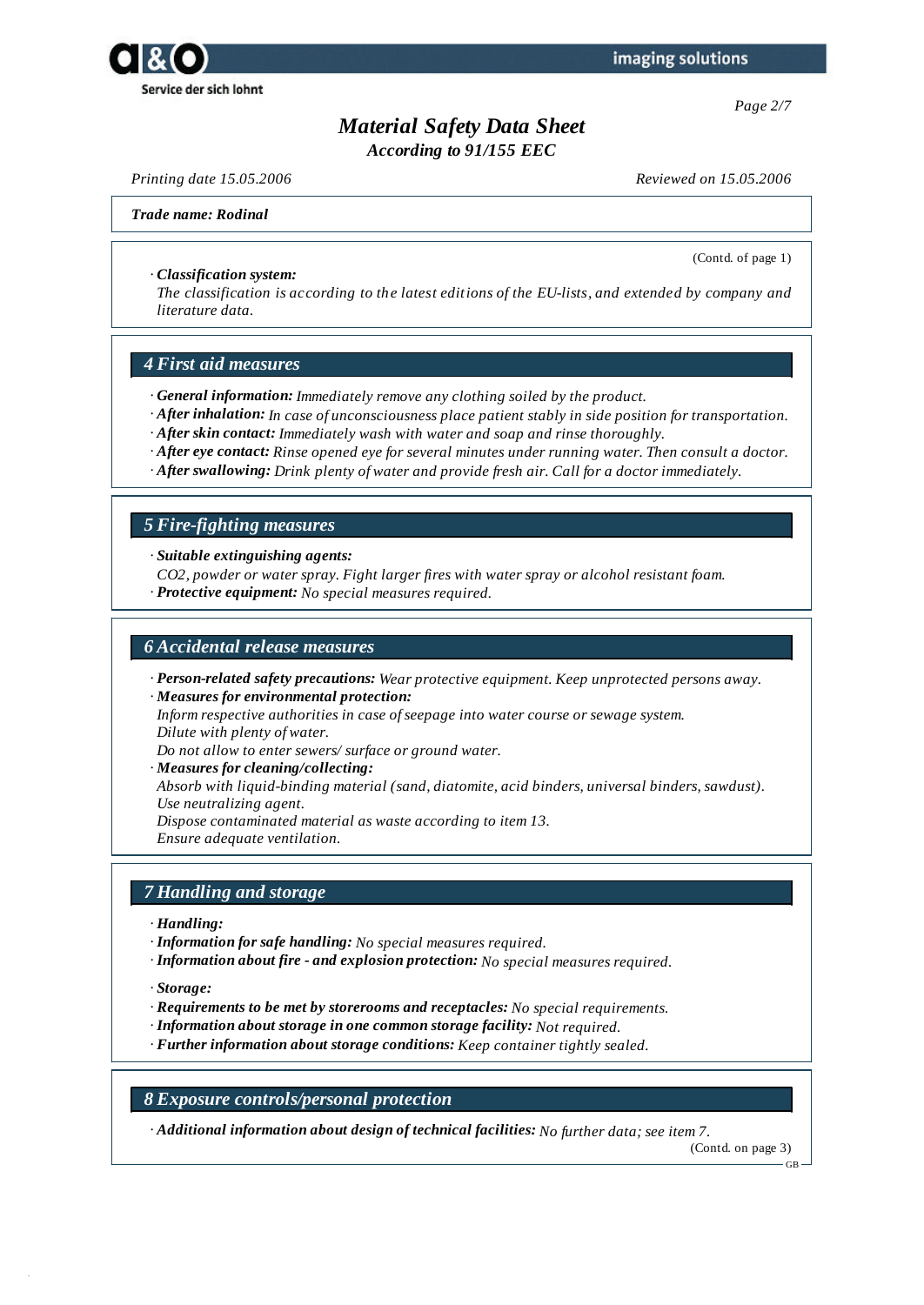# Material Safety Data Sheet

*According to 91/155 EEC*

*Printing date 15.05.2006* *Reviewed on 15.05.2006*

***Trade name: Rodinal***

(Contd. of page 1)

· ***Classification system:***
*The classification is according to the latest editions of the EU-lists, and extended by company and literature data.*

## 4 First aid measures

· ***General information:*** *Immediately remove any clothing soiled by the product.*
· ***After inhalation:*** *In case of unconsciousness place patient stably in side position for transportation.*
· ***After skin contact:*** *Immediately wash with water and soap and rinse thoroughly.*
· ***After eye contact:*** *Rinse opened eye for several minutes under running water. Then consult a doctor.*
· ***After swallowing:*** *Drink plenty of water and provide fresh air. Call for a doctor immediately.*

## 5 Fire-fighting measures

· ***Suitable extinguishing agents:***
*$CO_2$, powder or water spray. Fight larger fires with water spray or alcohol resistant foam.*
· ***Protective equipment:*** *No special measures required.*

## 6 Accidental release measures

· ***Person-related safety precautions:*** *Wear protective equipment. Keep unprotected persons away.*
· ***Measures for environmental protection:***
*Inform respective authorities in case of seepage into water course or sewage system.*
*Dilute with plenty of water.*
*Do not allow to enter sewers/ surface or ground water.*
· ***Measures for cleaning/collecting:***
*Absorb with liquid-binding material (sand, diatomite, acid binders, universal binders, sawdust).*
*Use neutralizing agent.*
*Dispose contaminated material as waste according to item 13.*
*Ensure adequate ventilation.*

## 7 Handling and storage

· ***Handling:***
· ***Information for safe handling:*** *No special measures required.*
· ***Information about fire - and explosion protection:*** *No special measures required.*

· ***Storage:***
· ***Requirements to be met by storerooms and receptacles:*** *No special requirements.*
· ***Information about storage in one common storage facility:*** *Not required.*
· ***Further information about storage conditions:*** *Keep container tightly sealed.*

## 8 Exposure controls/personal protection

· ***Additional information about design of technical facilities:*** *No further data; see item 7.*

(Contd. on page 3)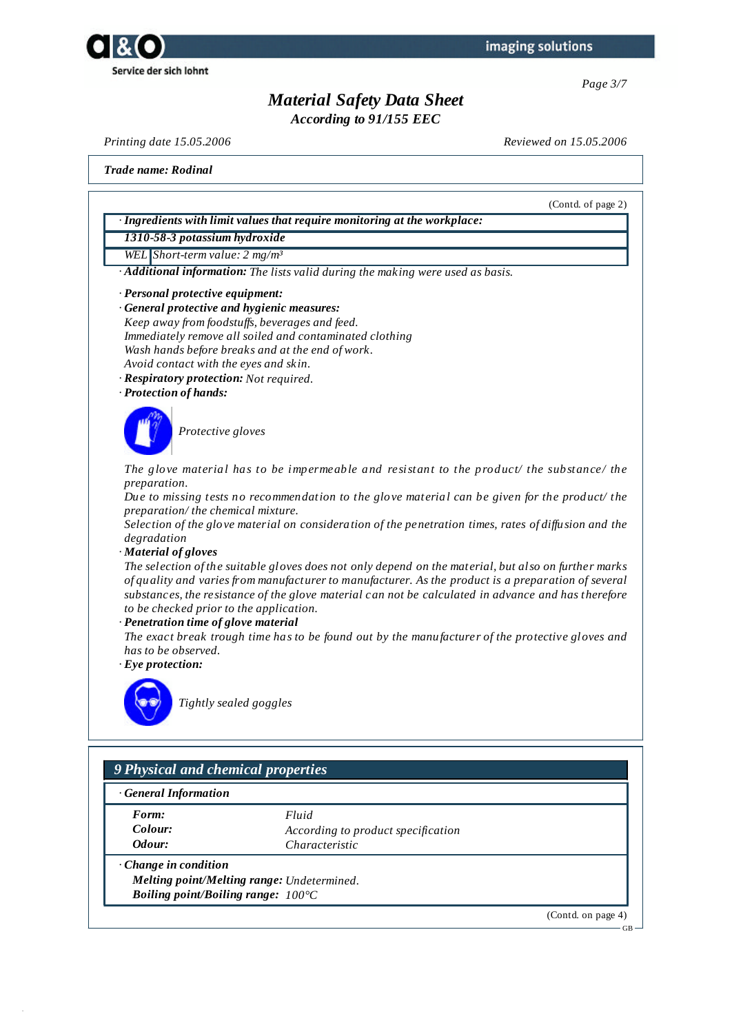# Material Safety Data Sheet

*According to 91/155 EEC*

*Printing date 15.05.2006* *Reviewed on 15.05.2006*

**Trade name: Rodinal**

(Contd. of page 2)

· **Ingredients with limit values that require monitoring at the workplace:**

| **1310-58-3 potassium hydroxide** | |
|---|---|
| WEL | Short-term value: 2 mg/m³ |

· **Additional information:** The lists valid during the making were used as basis.

· **Personal protective equipment:**
· **General protective and hygienic measures:**
Keep away from foodstuffs, beverages and feed.
Immediately remove all soiled and contaminated clothing
Wash hands before breaks and at the end of work.
Avoid contact with the eyes and skin.
· **Respiratory protection:** Not required.
· **Protection of hands:**

Protective gloves

The glove material has to be impermeable and resistant to the product/ the substance/ the preparation.
Due to missing tests no recommendation to the glove material can be given for the product/ the preparation/ the chemical mixture.
Selection of the glove material on consideration of the penetration times, rates of diffusion and the degradation
· **Material of gloves**
The selection of the suitable gloves does not only depend on the material, but also on further marks of quality and varies from manufacturer to manufacturer. As the product is a preparation of several substances, the resistance of the glove material can not be calculated in advance and has therefore to be checked prior to the application.
· **Penetration time of glove material**
The exact break trough time has to be found out by the manufacturer of the protective gloves and has to be observed.
· **Eye protection:**

Tightly sealed goggles

## 9 Physical and chemical properties

· **General Information**

| | |
|---|---|
| **Form:** | Fluid |
| **Colour:** | According to product specification |
| **Odour:** | Characteristic |

· **Change in condition**
**Melting point/Melting range:** Undetermined.
**Boiling point/Boiling range:** 100°C

(Contd. on page 4)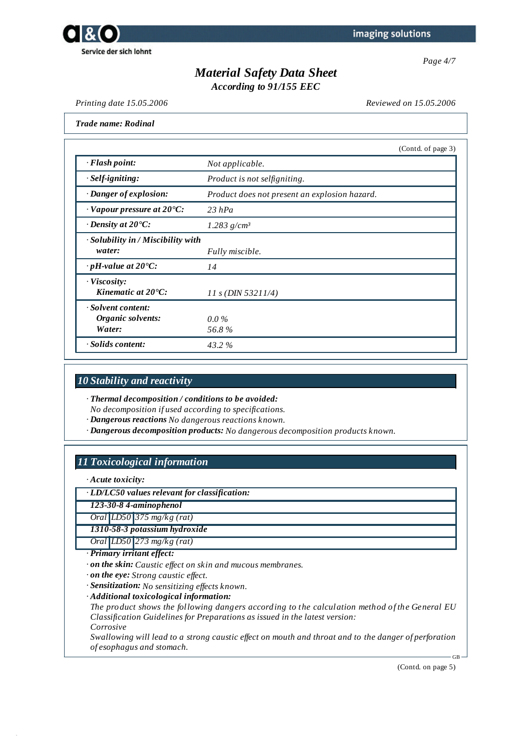# Material Safety Data Sheet

*According to 91/155 EEC*

*Printing date 15.05.2006* | *Reviewed on 15.05.2006*

***Trade name: Rodinal***

(Contd. of page 3)

| | |
|---|---|
| · ***Flash point:*** | *Not applicable.* |
| · ***Self-igniting:*** | *Product is not selfigniting.* |
| · ***Danger of explosion:*** | *Product does not present an explosion hazard.* |
| · ***Vapour pressure at 20°C:*** | *23 hPa* |
| · ***Density at 20°C:*** | *1.283 g/cm³* |
| · ***Solubility in / Miscibility with water:*** | *Fully miscible.* |
| · ***pH-value at 20°C:*** | *14* |
| · ***Viscosity:*** ***Kinematic at 20°C:*** | *11 s (DIN 53211/4)* |
| · ***Solvent content:*** ***Organic solvents:*** | *0.0 %* |
| ***Water:*** | *56.8 %* |
| · ***Solids content:*** | *43.2 %* |

## 10 Stability and reactivity

· ***Thermal decomposition / conditions to be avoided:***
*No decomposition if used according to specifications.*
· ***Dangerous reactions*** *No dangerous reactions known.*
· ***Dangerous decomposition products:*** *No dangerous decomposition products known.*

## 11 Toxicological information

· ***Acute toxicity:***

| · ***LD/LC50 values relevant for classification:*** | | |
|---|---|---|
| ***123-30-8 4-aminophenol*** | | |
| *Oral* | *LD50* | *375 mg/kg (rat)* |
| ***1310-58-3 potassium hydroxide*** | | |
| *Oral* | *LD50* | *273 mg/kg (rat)* |

· ***Primary irritant effect:***
· ***on the skin:*** *Caustic effect on skin and mucous membranes.*
· ***on the eye:*** *Strong caustic effect.*
· ***Sensitization:*** *No sensitizing effects known.*
· ***Additional toxicological information:***
*The product shows the following dangers according to the calculation method of the General EU Classification Guidelines for Preparations as issued in the latest version:*
*Corrosive*
*Swallowing will lead to a strong caustic effect on mouth and throat and to the danger of perforation of esophagus and stomach.*

(Contd. on page 5)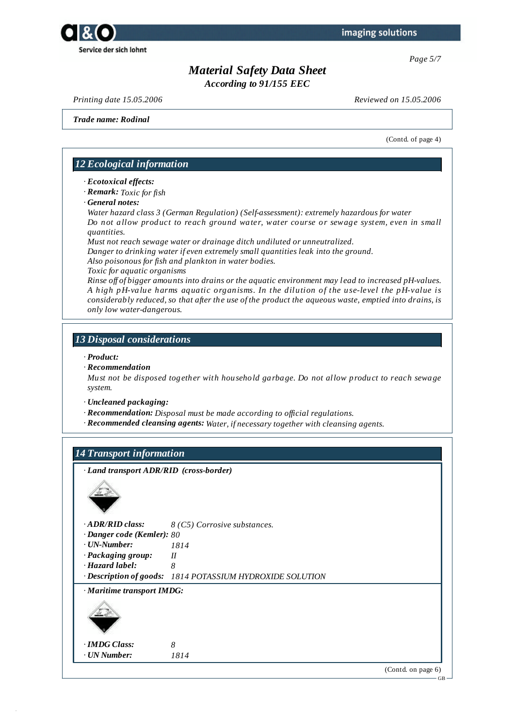# Material Safety Data Sheet
*According to 91/155 EEC*

*Printing date 15.05.2006* *Reviewed on 15.05.2006*

***Trade name: Rodinal***

(Contd. of page 4)

## 12 Ecological information

· ***Ecotoxical effects:***
· ***Remark:*** *Toxic for fish*
· ***General notes:***
*Water hazard class 3 (German Regulation) (Self-assessment): extremely hazardous for water*
*Do not allow product to reach ground water, water course or sewage system, even in small quantities.*
*Must not reach sewage water or drainage ditch undiluted or unneutralized.*
*Danger to drinking water if even extremely small quantities leak into the ground.*
*Also poisonous for fish and plankton in water bodies.*
*Toxic for aquatic organisms*
*Rinse off of bigger amounts into drains or the aquatic environment may lead to increased pH-values. A high pH-value harms aquatic organisms. In the dilution of the use-level the pH-value is considerably reduced, so that after the use of the product the aqueous waste, emptied into drains, is only low water-dangerous.*

## 13 Disposal considerations

· ***Product:***
· ***Recommendation***
*Must not be disposed together with household garbage. Do not allow product to reach sewage system.*

· ***Uncleaned packaging:***
· ***Recommendation:*** *Disposal must be made according to official regulations.*
· ***Recommended cleansing agents:*** *Water, if necessary together with cleansing agents.*

## 14 Transport information

· ***Land transport ADR/RID (cross-border)***

| | |
|---|---|
| · ***ADR/RID class:*** | *8 (C5) Corrosive substances.* |
| · ***Danger code (Kemler):*** | *80* |
| · ***UN-Number:*** | *1814* |
| · ***Packaging group:*** | *II* |
| · ***Hazard label:*** | *8* |
| · ***Description of goods:*** | *1814 POTASSIUM HYDROXIDE SOLUTION* |

· ***Maritime transport IMDG:***

| | |
|---|---|
| · ***IMDG Class:*** | *8* |
| · ***UN Number:*** | *1814* |

(Contd. on page 6)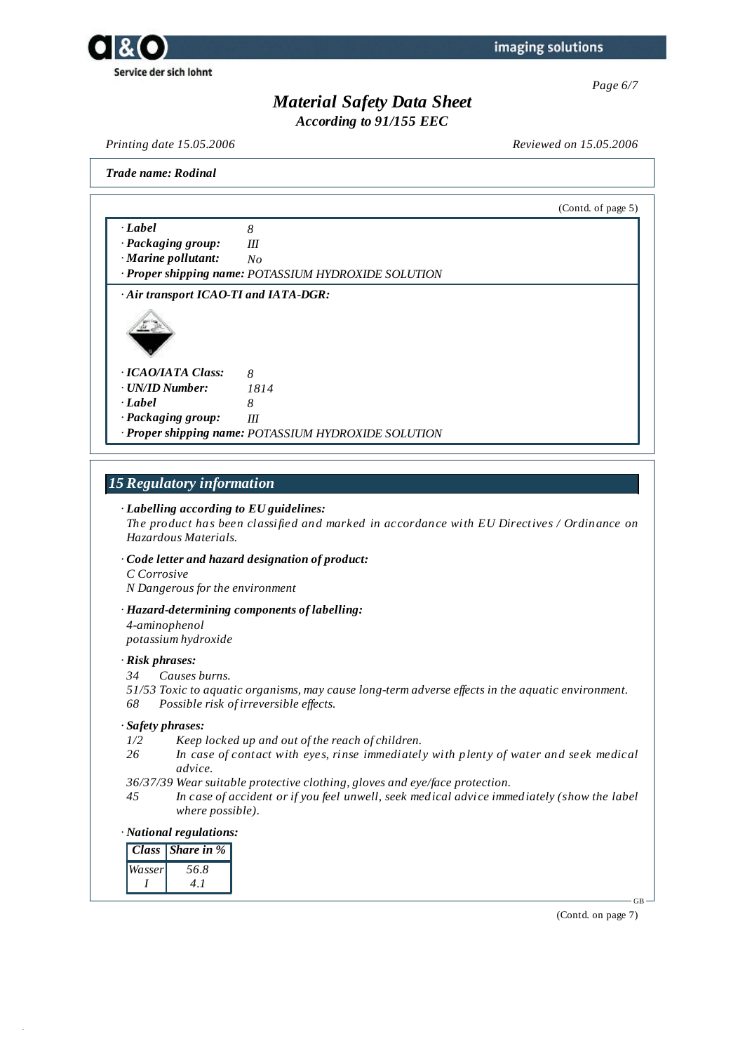**Trade name: Rodinal**

(Contd. of page 5)

· **Label** 8
· **Packaging group:** III
· **Marine pollutant:** No
· **Proper shipping name:** POTASSIUM HYDROXIDE SOLUTION

· **Air transport ICAO-TI and IATA-DGR:**

· **ICAO/IATA Class:** 8
· **UN/ID Number:** 1814
· **Label** 8
· **Packaging group:** III
· **Proper shipping name:** POTASSIUM HYDROXIDE SOLUTION

## 15 Regulatory information

· **Labelling according to EU guidelines:**
The product has been classified and marked in accordance with EU Directives / Ordinance on Hazardous Materials.

· **Code letter and hazard designation of product:**
C Corrosive
N Dangerous for the environment

· **Hazard-determining components of labelling:**
4-aminophenol
potassium hydroxide

· **Risk phrases:**
34 Causes burns.
51/53 Toxic to aquatic organisms, may cause long-term adverse effects in the aquatic environment.
68 Possible risk of irreversible effects.

· **Safety phrases:**
1/2 Keep locked up and out of the reach of children.
26 In case of contact with eyes, rinse immediately with plenty of water and seek medical advice.
36/37/39 Wear suitable protective clothing, gloves and eye/face protection.
45 In case of accident or if you feel unwell, seek medical advice immediately (show the label where possible).

· **National regulations:**

| Class | Share in % |
|---|---|
| Wasser | 56.8 |
| I | 4.1 |

(Contd. on page 7)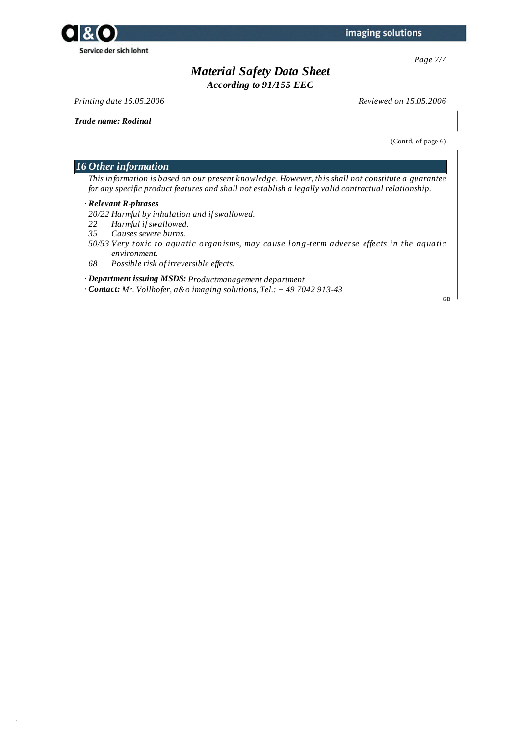*Trade name: Rodinal*

(Contd. of page 6)

## 16 Other information

*This information is based on our present knowledge. However, this shall not constitute a guarantee for any specific product features and shall not establish a legally valid contractual relationship.*

· ***Relevant R-phrases***

*20/22 Harmful by inhalation and if swallowed.*
*22 Harmful if swallowed.*
*35 Causes severe burns.*
*50/53 Very toxic to aquatic organisms, may cause long-term adverse effects in the aquatic environment.*
*68 Possible risk of irreversible effects.*

· ***Department issuing MSDS:*** *Productmanagement department*
· ***Contact:*** *Mr. Vollhofer, a&o imaging solutions, Tel.: + 49 7042 913-43*